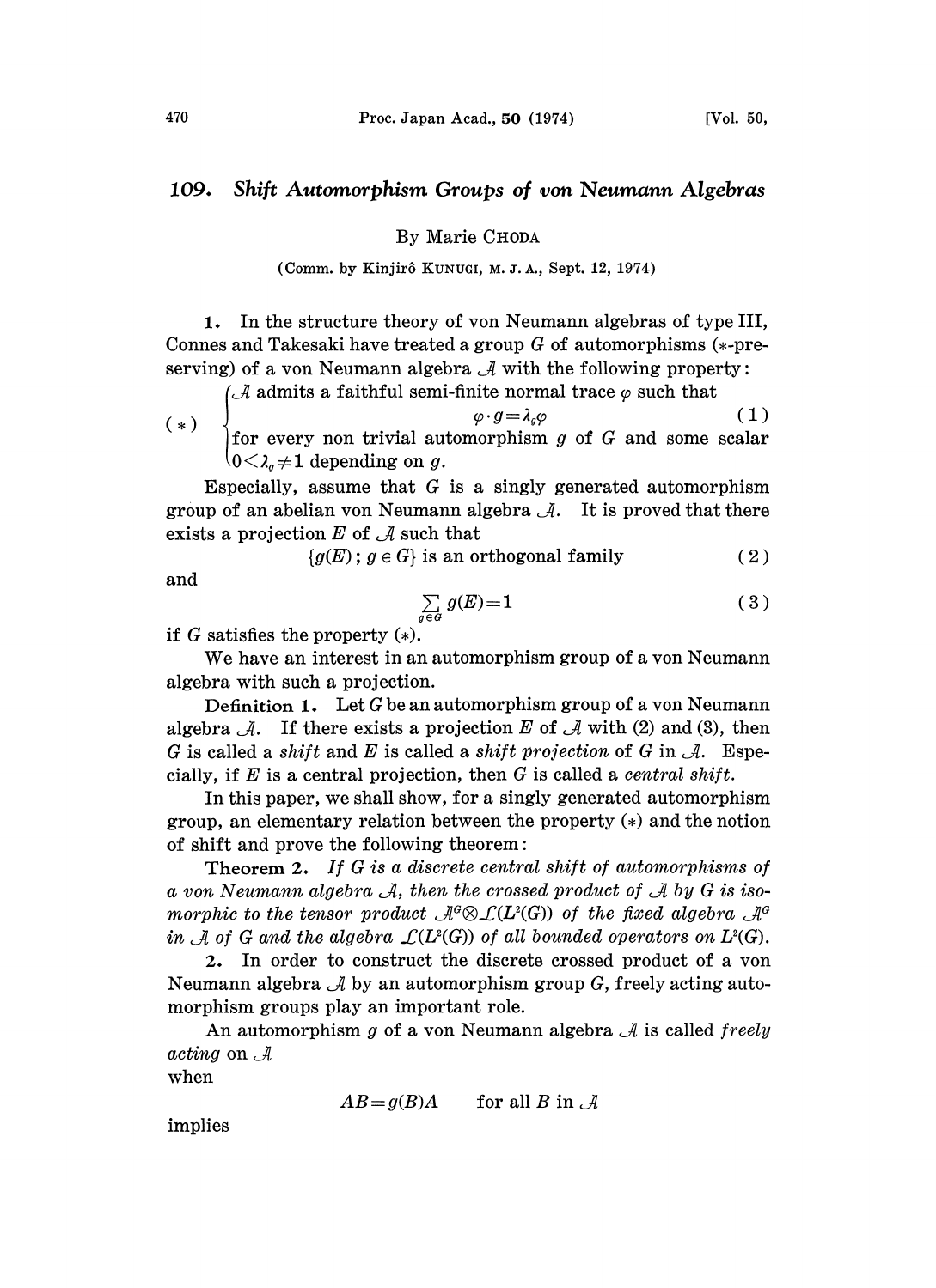# 109. Shift Automorphism Groups of von Neumann Algebras

By Marie CHODA

(Comm. by Kinjirô KUNUGI, M. J. A., Sept. 12, 1974)

**1.** In the structure theory of von Neumann algebras of type III, Connes and Takesaki have treated a group $G$ of automorphisms (*-preserving) of a von Neumann algebra $\mathcal{A}$ with the following property:

$$(*)\quad \begin{cases} \mathcal{A} \text{ admits a faithful semi-finite normal trace } \varphi \text{ such that} \\ \qquad\qquad \varphi \cdot g = \lambda_g \varphi \qquad\qquad (1) \\ \text{for every non trivial automorphism } g \text{ of } G \text{ and some scalar} \\ 0 < \lambda_g \neq 1 \text{ depending on } g. \end{cases}$$

Especially, assume that $G$ is a singly generated automorphism group of an abelian von Neumann algebra $\mathcal{A}$. It is proved that there exists a projection $E$ of $\mathcal{A}$ such that

$$\{g(E)\,;\, g \in G\} \text{ is an orthogonal family} \qquad (2)$$

and

$$\sum_{g \in G} g(E) = 1 \qquad (3)$$

if $G$ satisfies the property $(*)$.

We have an interest in an automorphism group of a von Neumann algebra with such a projection.

**Definition 1.** Let $G$ be an automorphism group of a von Neumann algebra $\mathcal{A}$. If there exists a projection $E$ of $\mathcal{A}$ with (2) and (3), then $G$ is called a *shift* and $E$ is called a *shift projection* of $G$ in $\mathcal{A}$. Especially, if $E$ is a central projection, then $G$ is called a *central shift*.

In this paper, we shall show, for a singly generated automorphism group, an elementary relation between the property $(*)$ and the notion of shift and prove the following theorem:

**Theorem 2.** *If $G$ is a discrete central shift of automorphisms of a von Neumann algebra $\mathcal{A}$, then the crossed product of $\mathcal{A}$ by $G$ is isomorphic to the tensor product $\mathcal{A}^G \otimes \mathcal{L}(L^2(G))$ of the fixed algebra $\mathcal{A}^G$ in $\mathcal{A}$ of $G$ and the algebra $\mathcal{L}(L^2(G))$ of all bounded operators on $L^2(G)$.*

**2.** In order to construct the discrete crossed product of a von Neumann algebra $\mathcal{A}$ by an automorphism group $G$, freely acting automorphism groups play an important role.

An automorphism $g$ of a von Neumann algebra $\mathcal{A}$ is called *freely acting* on $\mathcal{A}$ when

$$AB = g(B)A \qquad \text{for all } B \text{ in } \mathcal{A}$$

implies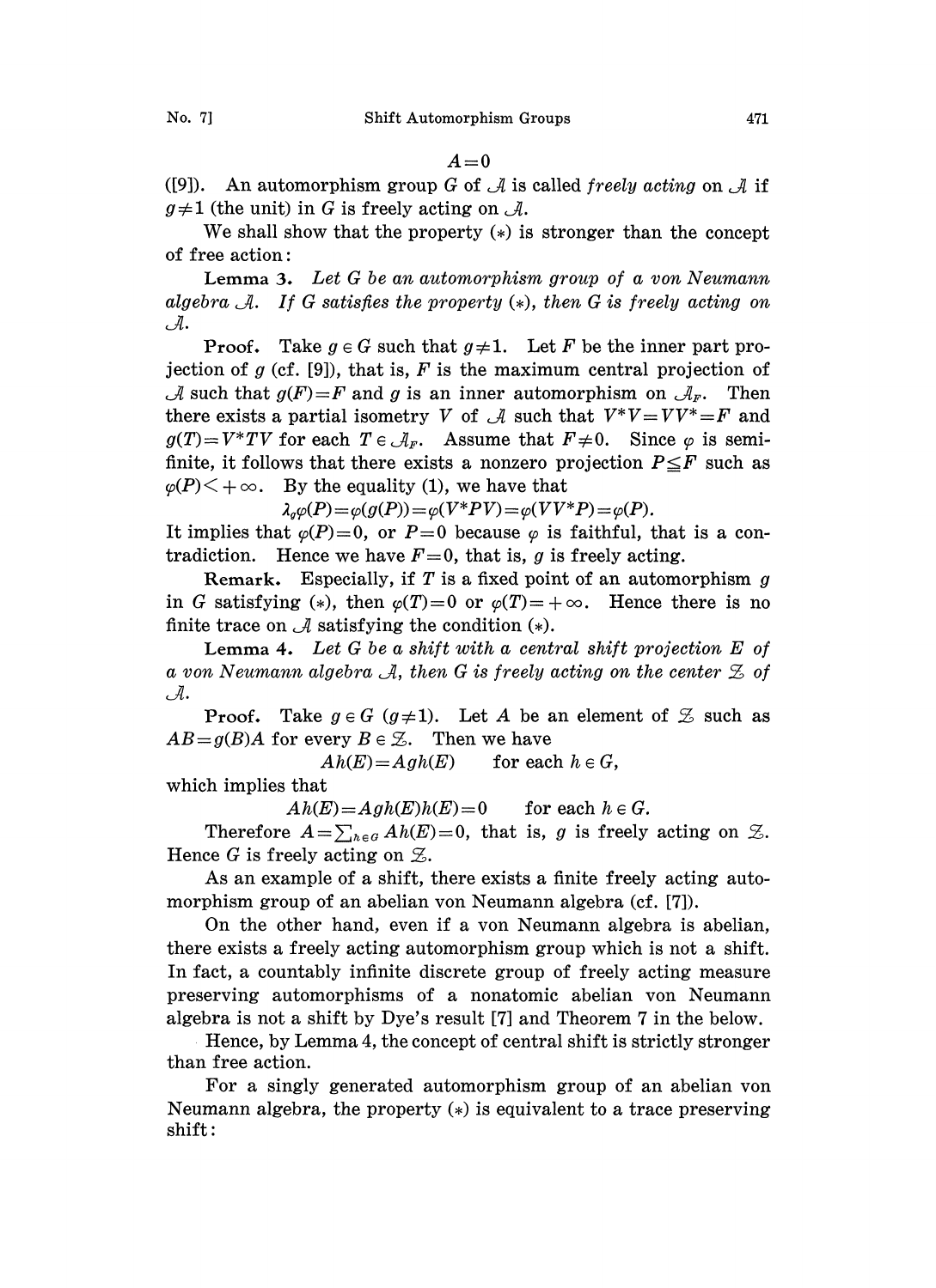$$A=0$$

([9]). An automorphism group $G$ of $\mathcal{A}$ is called *freely acting* on $\mathcal{A}$ if $g\neq 1$ (the unit) in $G$ is freely acting on $\mathcal{A}$.

We shall show that the property (*) is stronger than the concept of free action:

**Lemma 3.** *Let $G$ be an automorphism group of a von Neumann algebra $\mathcal{A}$. If $G$ satisfies the property (*), then $G$ is freely acting on $\mathcal{A}$.*

**Proof.** Take $g\in G$ such that $g\neq 1$. Let $F$ be the inner part projection of $g$ (cf. [9]), that is, $F$ is the maximum central projection of $\mathcal{A}$ such that $g(F)=F$ and $g$ is an inner automorphism on $\mathcal{A}_F$. Then there exists a partial isometry $V$ of $\mathcal{A}$ such that $V^*V=VV^*=F$ and $g(T)=V^*TV$ for each $T\in\mathcal{A}_F$. Assume that $F\neq 0$. Since $\varphi$ is semifinite, it follows that there exists a nonzero projection $P\leqq F$ such as $\varphi(P)<+\infty$. By the equality (1), we have that

$$\lambda_g\varphi(P)=\varphi(g(P))=\varphi(V^*PV)=\varphi(VV^*P)=\varphi(P).$$

It implies that $\varphi(P)=0$, or $P=0$ because $\varphi$ is faithful, that is a contradiction. Hence we have $F=0$, that is, $g$ is freely acting.

**Remark.** Especially, if $T$ is a fixed point of an automorphism $g$ in $G$ satisfying (*), then $\varphi(T)=0$ or $\varphi(T)=+\infty$. Hence there is no finite trace on $\mathcal{A}$ satisfying the condition (*).

**Lemma 4.** *Let $G$ be a shift with a central shift projection $E$ of a von Neumann algebra $\mathcal{A}$, then $G$ is freely acting on the center $\mathcal{Z}$ of $\mathcal{A}$.*

**Proof.** Take $g\in G$ $(g\neq 1)$. Let $A$ be an element of $\mathcal{Z}$ such as $AB=g(B)A$ for every $B\in\mathcal{Z}$. Then we have

$$Ah(E)=Agh(E) \qquad \text{for each } h\in G,$$

which implies that

$$Ah(E)=Agh(E)h(E)=0 \qquad \text{for each } h\in G.$$

Therefore $A=\sum_{h\in G}Ah(E)=0$, that is, $g$ is freely acting on $\mathcal{Z}$. Hence $G$ is freely acting on $\mathcal{Z}$.

As an example of a shift, there exists a finite freely acting automorphism group of an abelian von Neumann algebra (cf. [7]).

On the other hand, even if a von Neumann algebra is abelian, there exists a freely acting automorphism group which is not a shift. In fact, a countably infinite discrete group of freely acting measure preserving automorphisms of a nonatomic abelian von Neumann algebra is not a shift by Dye's result [7] and Theorem 7 in the below.

Hence, by Lemma 4, the concept of central shift is strictly stronger than free action.

For a singly generated automorphism group of an abelian von Neumann algebra, the property (*) is equivalent to a trace preserving shift: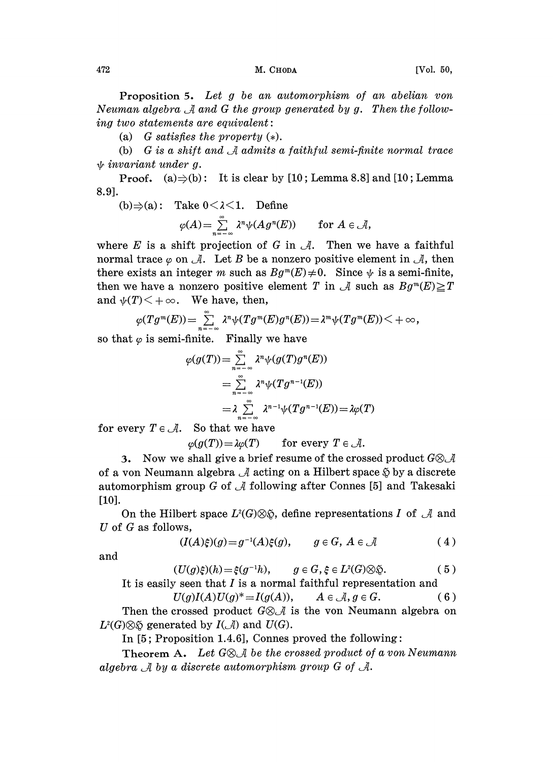**Proposition 5.** *Let $g$ be an automorphism of an abelian von Neuman algebra $\mathcal{A}$ and $G$ the group generated by $g$. Then the following two statements are equivalent*:

(a) *$G$ satisfies the property* $(*)$.

(b) *$G$ is a shift and $\mathcal{A}$ admits a faithful semi-finite normal trace $\psi$ invariant under $g$.*

**Proof.** (a)$\Rightarrow$(b): It is clear by [10; Lemma 8.8] and [10; Lemma 8.9].

(b)$\Rightarrow$(a): Take $0<\lambda<1$. Define

$$\varphi(A)=\sum_{n=-\infty}^{\infty}\lambda^n\psi(Ag^n(E)) \qquad \text{for } A\in\mathcal{A},$$

where $E$ is a shift projection of $G$ in $\mathcal{A}$. Then we have a faithful normal trace $\varphi$ on $\mathcal{A}$. Let $B$ be a nonzero positive element in $\mathcal{A}$, then there exists an integer $m$ such as $Bg^m(E)\neq 0$. Since $\psi$ is a semi-finite, then we have a nonzero positive element $T$ in $\mathcal{A}$ such as $Bg^m(E)\geqq T$ and $\psi(T)<+\infty$. We have, then,

$$\varphi(Tg^m(E))=\sum_{n=-\infty}^{\infty}\lambda^n\psi(Tg^m(E)g^n(E))=\lambda^m\psi(Tg^m(E))<+\infty,$$

so that $\varphi$ is semi-finite. Finally we have

$$\begin{aligned}\varphi(g(T))&=\sum_{n=-\infty}^{\infty}\lambda^n\psi(g(T)g^n(E))\\&=\sum_{n=-\infty}^{\infty}\lambda^n\psi(Tg^{n-1}(E))\\&=\lambda\sum_{n=-\infty}^{\infty}\lambda^{n-1}\psi(Tg^{n-1}(E))=\lambda\varphi(T)\end{aligned}$$

for every $T\in\mathcal{A}$. So that we have

$$\varphi(g(T))=\lambda\varphi(T) \qquad \text{for every } T\in\mathcal{A}.$$

**3.** Now we shall give a brief resume of the crossed product $G\otimes\mathcal{A}$ of a von Neumann algebra $\mathcal{A}$ acting on a Hilbert space $\mathfrak{H}$ by a discrete automorphism group $G$ of $\mathcal{A}$ following after Connes [5] and Takesaki [10].

On the Hilbert space $L^2(G)\otimes\mathfrak{H}$, define representations $I$ of $\mathcal{A}$ and $U$ of $G$ as follows,

$$(I(A)\xi)(g)=g^{-1}(A)\xi(g), \qquad g\in G,\ A\in\mathcal{A} \tag{4}$$

and

$$(U(g)\xi)(h)=\xi(g^{-1}h), \qquad g\in G,\ \xi\in L^2(G)\otimes\mathfrak{H}. \tag{5}$$

It is easily seen that $I$ is a normal faithful representation and

$$U(g)I(A)U(g)^*=I(g(A)), \qquad A\in\mathcal{A},\ g\in G. \tag{6}$$

Then the crossed product $G\otimes\mathcal{A}$ is the von Neumann algebra on $L^2(G)\otimes\mathfrak{H}$ generated by $I(\mathcal{A})$ and $U(G)$.

In [5; Proposition 1.4.6], Connes proved the following:

**Theorem A.** *Let $G\otimes\mathcal{A}$ be the crossed product of a von Neumann algebra $\mathcal{A}$ by a discrete automorphism group $G$ of $\mathcal{A}$.*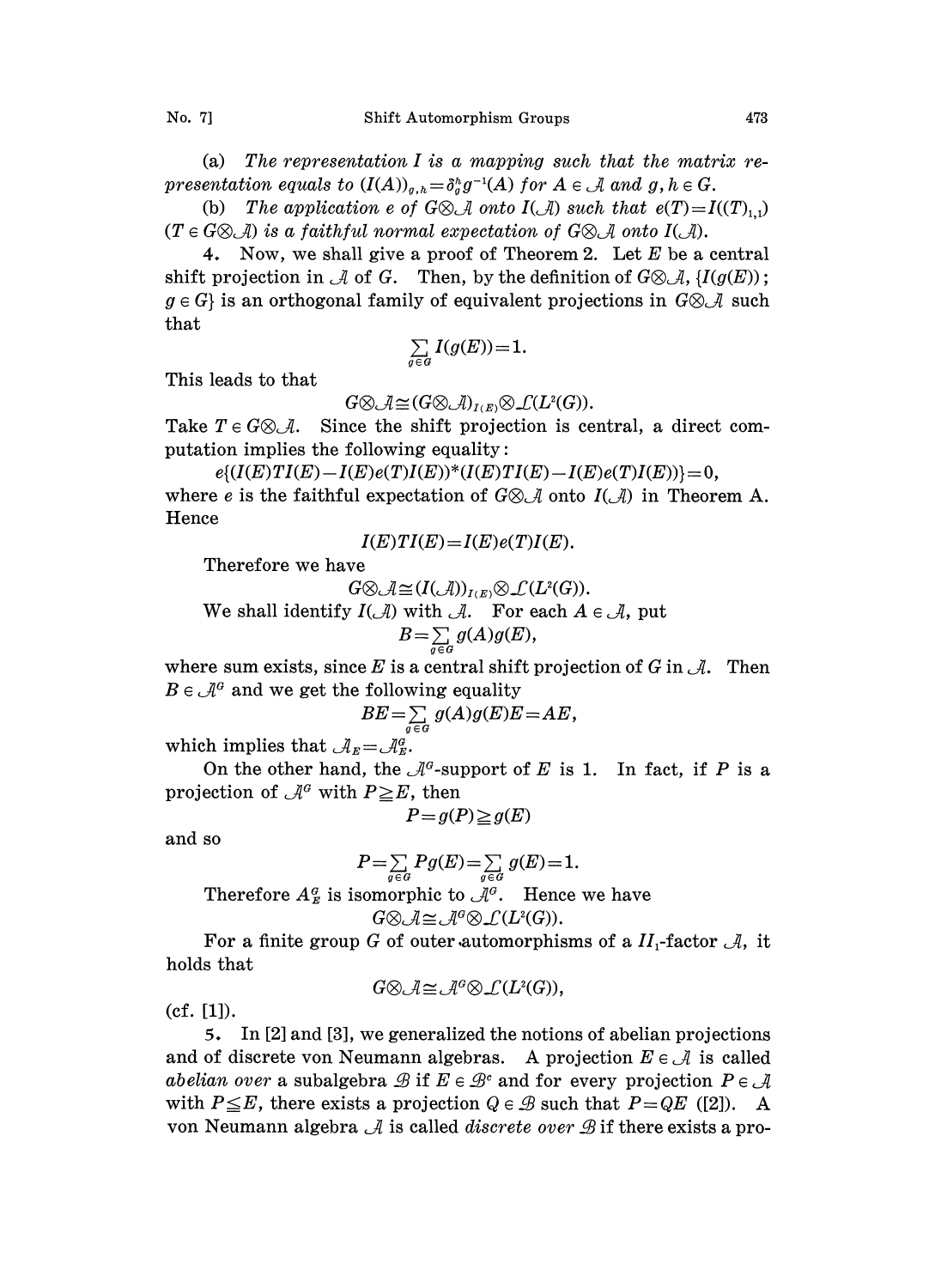(a) *The representation $I$ is a mapping such that the matrix representation equals to $(I(A))_{g,h}=\delta_g^h g^{-1}(A)$ for $A \in \mathcal{A}$ and $g, h \in G$.*

(b) *The application $e$ of $G\otimes\mathcal{A}$ onto $I(\mathcal{A})$ such that $e(T)=I((T)_{1,1})$ ($T \in G\otimes\mathcal{A}$) is a faithful normal expectation of $G\otimes\mathcal{A}$ onto $I(\mathcal{A})$.*

**4.** Now, we shall give a proof of Theorem 2. Let $E$ be a central shift projection in $\mathcal{A}$ of $G$. Then, by the definition of $G\otimes\mathcal{A}$, $\{I(g(E))\,;\, g \in G\}$ is an orthogonal family of equivalent projections in $G\otimes\mathcal{A}$ such that

$$\sum_{g\in G} I(g(E))=1.$$

This leads to that

$$G\otimes\mathcal{A}\cong(G\otimes\mathcal{A})_{I(E)}\otimes\mathcal{L}(L^2(G)).$$

Take $T \in G\otimes\mathcal{A}$. Since the shift projection is central, a direct computation implies the following equality:

$$e\{(I(E)TI(E)-I(E)e(T)I(E))^*(I(E)TI(E)-I(E)e(T)I(E))\}=0,$$

where $e$ is the faithful expectation of $G\otimes\mathcal{A}$ onto $I(\mathcal{A})$ in Theorem A. Hence

$$I(E)TI(E)=I(E)e(T)I(E).$$

Therefore we have

$$G\otimes\mathcal{A}\cong(I(\mathcal{A}))_{I(E)}\otimes\mathcal{L}(L^2(G)).$$

We shall identify $I(\mathcal{A})$ with $\mathcal{A}$. For each $A \in \mathcal{A}$, put

$$B=\sum_{g\in G} g(A)g(E),$$

where sum exists, since $E$ is a central shift projection of $G$ in $\mathcal{A}$. Then $B \in \mathcal{A}^G$ and we get the following equality

$$BE=\sum_{g\in G} g(A)g(E)E=AE,$$

which implies that $\mathcal{A}_E=\mathcal{A}^G_E$.

On the other hand, the $\mathcal{A}^G$-support of $E$ is 1. In fact, if $P$ is a projection of $\mathcal{A}^G$ with $P\geqq E$, then

$$P=g(P)\geqq g(E)$$

and so

$$P=\sum_{g\in G} Pg(E)=\sum_{g\in G} g(E)=1.$$

Therefore $A^G_E$ is isomorphic to $\mathcal{A}^G$. Hence we have

$$G\otimes\mathcal{A}\cong\mathcal{A}^G\otimes\mathcal{L}(L^2(G)).$$

For a finite group $G$ of outer automorphisms of a $II_1$-factor $\mathcal{A}$, it holds that

$$G\otimes\mathcal{A}\cong\mathcal{A}^G\otimes\mathcal{L}(L^2(G)),$$

(cf. [1]).

**5.** In [2] and [3], we generalized the notions of abelian projections and of discrete von Neumann algebras. A projection $E \in \mathcal{A}$ is called *abelian over* a subalgebra $\mathcal{B}$ if $E \in \mathcal{B}^c$ and for every projection $P \in \mathcal{A}$ with $P\leqq E$, there exists a projection $Q \in \mathcal{B}$ such that $P=QE$ ([2]). A von Neumann algebra $\mathcal{A}$ is called *discrete over* $\mathcal{B}$ if there exists a pro-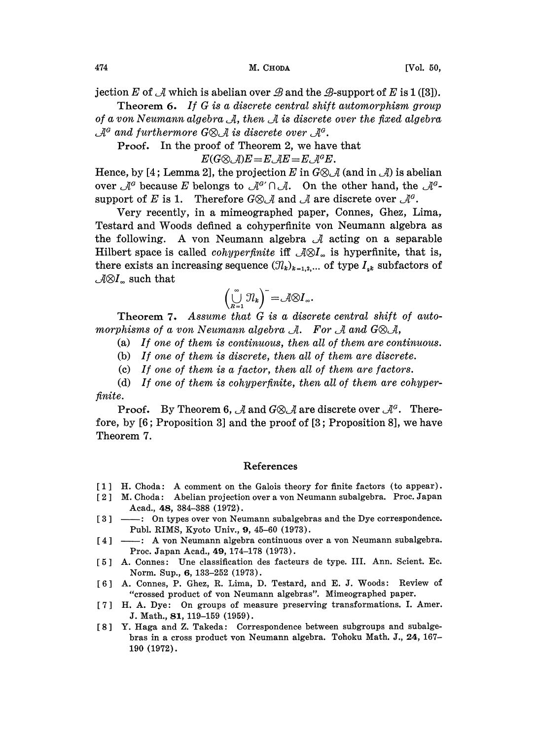jection $E$ of $\mathcal{A}$ which is abelian over $\mathcal{B}$ and the $\mathcal{B}$-support of $E$ is 1 ([3]).

**Theorem 6.** *If $G$ is a discrete central shift automorphism group of a von Neumann algebra $\mathcal{A}$, then $\mathcal{A}$ is discrete over the fixed algebra $\mathcal{A}^G$ and furthermore $G\otimes\mathcal{A}$ is discrete over $\mathcal{A}^G$.*

**Proof.** In the proof of Theorem 2, we have that

$$E(G\otimes\mathcal{A})E = E\mathcal{A}E = E\mathcal{A}^G E.$$

Hence, by [4; Lemma 2], the projection $E$ in $G\otimes\mathcal{A}$ (and in $\mathcal{A}$) is abelian over $\mathcal{A}^G$ because $E$ belongs to $\mathcal{A}^{G\prime}\cap\mathcal{A}$. On the other hand, the $\mathcal{A}^G$-support of $E$ is 1. Therefore $G\otimes\mathcal{A}$ and $\mathcal{A}$ are discrete over $\mathcal{A}^G$.

Very recently, in a mimeographed paper, Connes, Ghez, Lima, Testard and Woods defined a cohyperfinite von Neumann algebra as the following. A von Neumann algebra $\mathcal{A}$ acting on a separable Hilbert space is called *cohyperfinite* iff $\mathcal{A}\otimes I_\infty$ is hyperfinite, that is, there exists an increasing sequence $(\mathcal{N}_k)_{k=1,2,\ldots}$ of type $I_{2^k}$ subfactors of $\mathcal{A}\otimes I_\infty$ such that

$$\left(\bigcup_{k=1}^{\infty} \mathcal{N}_k\right)^{-} = \mathcal{A}\otimes I_\infty.$$

**Theorem 7.** *Assume that $G$ is a discrete central shift of automorphisms of a von Neumann algebra $\mathcal{A}$. For $\mathcal{A}$ and $G\otimes\mathcal{A}$,*

(a) *If one of them is continuous, then all of them are continuous.*

(b) *If one of them is discrete, then all of them are discrete.*

(c) *If one of them is a factor, then all of them are factors.*

(d) *If one of them is cohyperfinite, then all of them are cohyperfinite.*

**Proof.** By Theorem 6, $\mathcal{A}$ and $G\otimes\mathcal{A}$ are discrete over $\mathcal{A}^G$. Therefore, by [6; Proposition 3] and the proof of [3; Proposition 8], we have Theorem 7.

## References

[1] H. Choda: A comment on the Galois theory for finite factors (to appear).

[2] M. Choda: Abelian projection over a von Neumann subalgebra. Proc. Japan Acad., **48**, 384–388 (1972).

[3] ——: On types over von Neumann subalgebras and the Dye correspondence. Publ. RIMS, Kyoto Univ., **9**, 45–60 (1973).

[4] ——: A von Neumann algebra continuous over a von Neumann subalgebra. Proc. Japan Acad., **49**, 174–178 (1973).

[5] A. Connes: Une classification des facteurs de type. III. Ann. Scient. Ec. Norm. Sup., **6**, 133–252 (1973).

[6] A. Connes, P. Ghez, R. Lima, D. Testard, and E. J. Woods: Review of "crossed product of von Neumann algebras". Mimeographed paper.

[7] H. A. Dye: On groups of measure preserving transformations. I. Amer. J. Math., **81**, 119–159 (1959).

[8] Y. Haga and Z. Takeda: Correspondence between subgroups and subalgebras in a cross product von Neumann algebra. Tohoku Math. J., **24**, 167–190 (1972).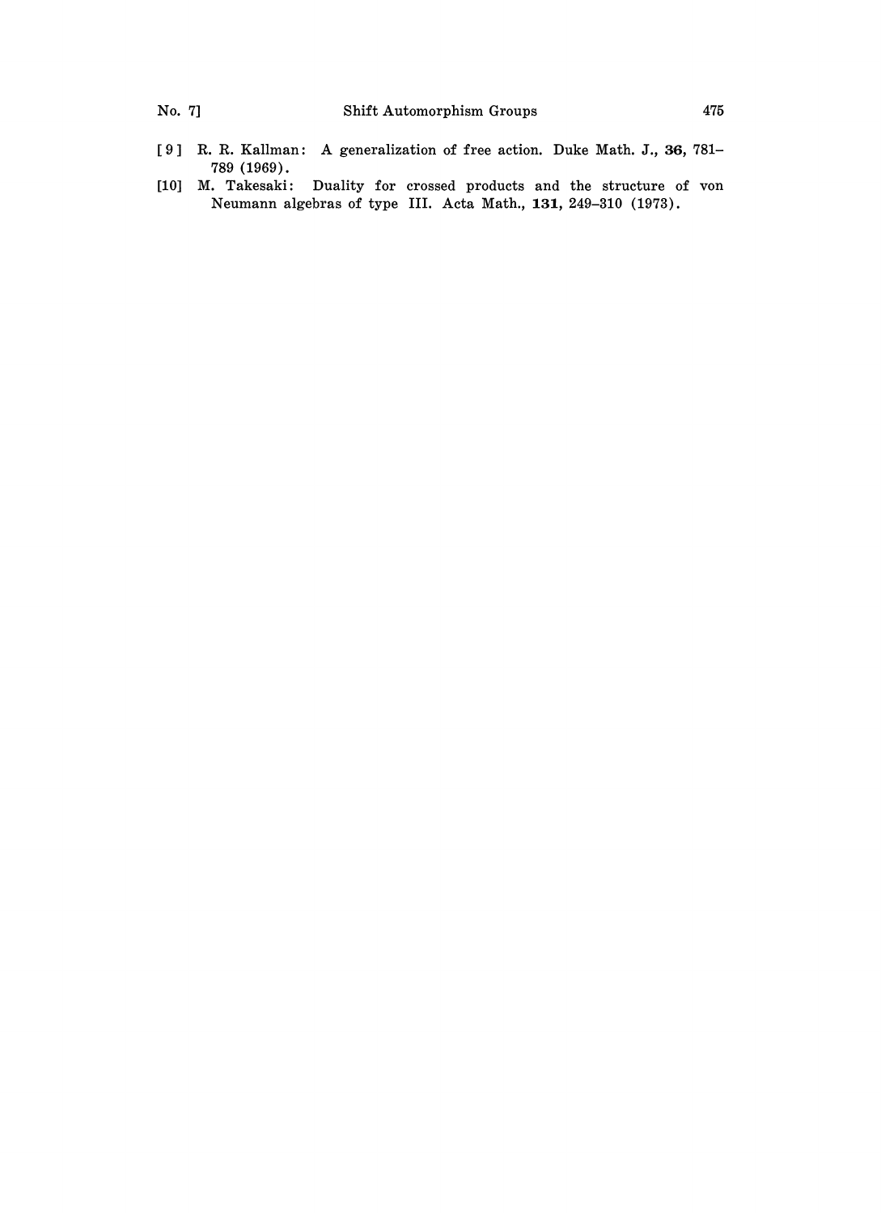[9] R. R. Kallman: A generalization of free action. Duke Math. J., **36**, 781–789 (1969).

[10] M. Takesaki: Duality for crossed products and the structure of von Neumann algebras of type III. Acta Math., **131**, 249–310 (1973).